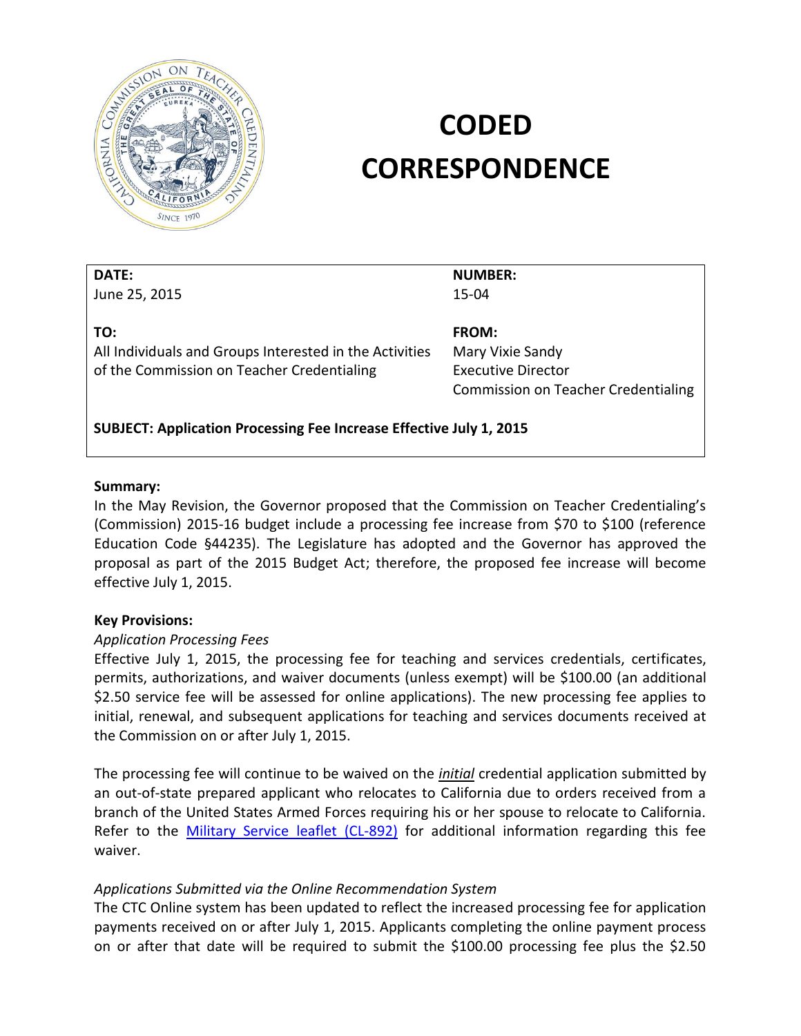# CODED CORRESPONDENCE

| DATE: | NUMBER: |
|---|---|
| June 25, 2015 | 15-04 |
| **TO:** | **FROM:** |
| All Individuals and Groups Interested in the Activities of the Commission on Teacher Credentialing | Mary Vixie Sandy<br>Executive Director<br>Commission on Teacher Credentialing |

**SUBJECT: Application Processing Fee Increase Effective July 1, 2015**

**Summary:**

In the May Revision, the Governor proposed that the Commission on Teacher Credentialing's (Commission) 2015-16 budget include a processing fee increase from $70 to $100 (reference Education Code §44235). The Legislature has adopted and the Governor has approved the proposal as part of the 2015 Budget Act; therefore, the proposed fee increase will become effective July 1, 2015.

**Key Provisions:**

*Application Processing Fees*

Effective July 1, 2015, the processing fee for teaching and services credentials, certificates, permits, authorizations, and waiver documents (unless exempt) will be $100.00 (an additional $2.50 service fee will be assessed for online applications). The new processing fee applies to initial, renewal, and subsequent applications for teaching and services documents received at the Commission on or after July 1, 2015.

The processing fee will continue to be waived on the ***initial*** credential application submitted by an out-of-state prepared applicant who relocates to California due to orders received from a branch of the United States Armed Forces requiring his or her spouse to relocate to California. Refer to the Military Service leaflet (CL-892) for additional information regarding this fee waiver.

*Applications Submitted via the Online Recommendation System*

The CTC Online system has been updated to reflect the increased processing fee for application payments received on or after July 1, 2015. Applicants completing the online payment process on or after that date will be required to submit the $100.00 processing fee plus the $2.50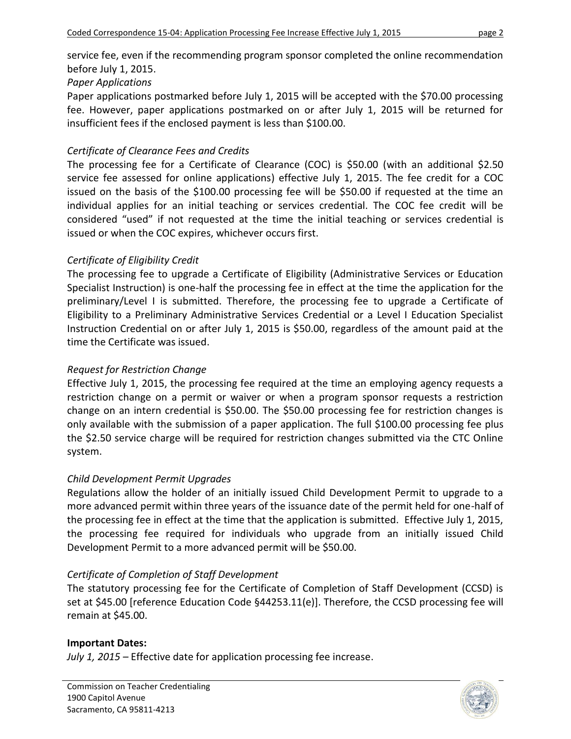service fee, even if the recommending program sponsor completed the online recommendation before July 1, 2015.

*Paper Applications*

Paper applications postmarked before July 1, 2015 will be accepted with the $70.00 processing fee. However, paper applications postmarked on or after July 1, 2015 will be returned for insufficient fees if the enclosed payment is less than $100.00.

*Certificate of Clearance Fees and Credits*

The processing fee for a Certificate of Clearance (COC) is $50.00 (with an additional $2.50 service fee assessed for online applications) effective July 1, 2015. The fee credit for a COC issued on the basis of the $100.00 processing fee will be $50.00 if requested at the time an individual applies for an initial teaching or services credential. The COC fee credit will be considered "used" if not requested at the time the initial teaching or services credential is issued or when the COC expires, whichever occurs first.

*Certificate of Eligibility Credit*

The processing fee to upgrade a Certificate of Eligibility (Administrative Services or Education Specialist Instruction) is one-half the processing fee in effect at the time the application for the preliminary/Level I is submitted. Therefore, the processing fee to upgrade a Certificate of Eligibility to a Preliminary Administrative Services Credential or a Level I Education Specialist Instruction Credential on or after July 1, 2015 is $50.00, regardless of the amount paid at the time the Certificate was issued.

*Request for Restriction Change*

Effective July 1, 2015, the processing fee required at the time an employing agency requests a restriction change on a permit or waiver or when a program sponsor requests a restriction change on an intern credential is $50.00. The $50.00 processing fee for restriction changes is only available with the submission of a paper application. The full $100.00 processing fee plus the $2.50 service charge will be required for restriction changes submitted via the CTC Online system.

*Child Development Permit Upgrades*

Regulations allow the holder of an initially issued Child Development Permit to upgrade to a more advanced permit within three years of the issuance date of the permit held for one-half of the processing fee in effect at the time that the application is submitted. Effective July 1, 2015, the processing fee required for individuals who upgrade from an initially issued Child Development Permit to a more advanced permit will be $50.00.

*Certificate of Completion of Staff Development*

The statutory processing fee for the Certificate of Completion of Staff Development (CCSD) is set at $45.00 [reference Education Code §44253.11(e)]. Therefore, the CCSD processing fee will remain at $45.00.

**Important Dates:**

*July 1, 2015* – Effective date for application processing fee increase.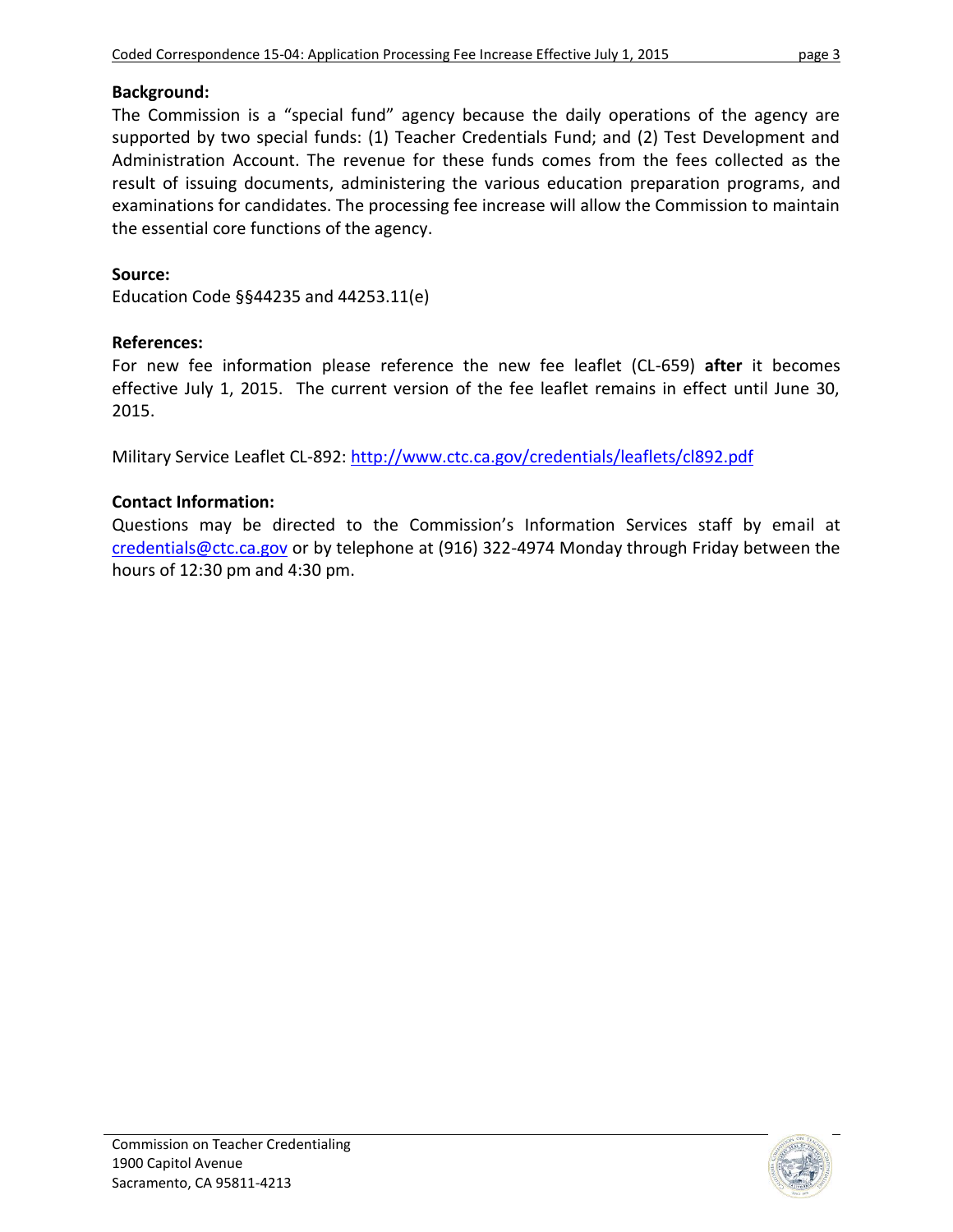**Background:**

The Commission is a "special fund" agency because the daily operations of the agency are supported by two special funds: (1) Teacher Credentials Fund; and (2) Test Development and Administration Account. The revenue for these funds comes from the fees collected as the result of issuing documents, administering the various education preparation programs, and examinations for candidates. The processing fee increase will allow the Commission to maintain the essential core functions of the agency.

**Source:**

Education Code §§44235 and 44253.11(e)

**References:**

For new fee information please reference the new fee leaflet (CL-659) **after** it becomes effective July 1, 2015. The current version of the fee leaflet remains in effect until June 30, 2015.

Military Service Leaflet CL-892: http://www.ctc.ca.gov/credentials/leaflets/cl892.pdf

**Contact Information:**

Questions may be directed to the Commission's Information Services staff by email at credentials@ctc.ca.gov or by telephone at (916) 322-4974 Monday through Friday between the hours of 12:30 pm and 4:30 pm.

Commission on Teacher Credentialing
1900 Capitol Avenue
Sacramento, CA 95811-4213